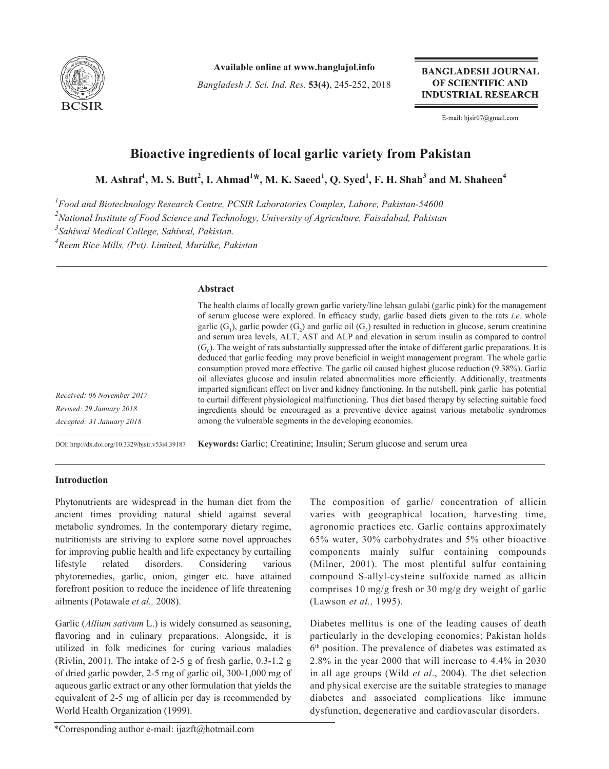Available online at www.banglajol.info

*Bangladesh J. Sci. Ind. Res.* **53(4)**, 245-252, 2018

**BANGLADESH JOURNAL OF SCIENTIFIC AND INDUSTRIAL RESEARCH**

E-mail: bjsir07@gmail.com

# Bioactive ingredients of local garlic variety from Pakistan

**M. Ashraf[1], M. S. Butt[2], I. Ahmad[1]*, M. K. Saeed[1], Q. Syed[1], F. H. Shah[3] and M. Shaheen[4]**

[1]*Food and Biotechnology Research Centre, PCSIR Laboratories Complex, Lahore, Pakistan-54600*

[2]*National Institute of Food Science and Technology, University of Agriculture, Faisalabad, Pakistan*

[3]*Sahiwal Medical College, Sahiwal, Pakistan.*

[4]*Reem Rice Mills, (Pvt). Limited, Muridke, Pakistan*

*Received: 06 November 2017*

*Revised: 29 January 2018*

*Accepted: 31 January 2018*

DOI: http://dx.doi.org/10.3329/bjsir.v53i4.39187

## Abstract

The health claims of locally grown garlic variety/line lehsan gulabi (garlic pink) for the management of serum glucose were explored. In efficacy study, garlic based diets given to the rats *i.e.* whole garlic ($G_1$), garlic powder ($G_2$) and garlic oil ($G_3$) resulted in reduction in glucose, serum creatinine and serum urea levels, ALT, AST and ALP and elevation in serum insulin as compared to control ($G_0$). The weight of rats substantially suppressed after the intake of different garlic preparations. It is deduced that garlic feeding may prove beneficial in weight management program. The whole garlic consumption proved more effective. The garlic oil caused highest glucose reduction (9.38%). Garlic oil alleviates glucose and insulin related abnormalities more efficiently. Additionally, treatments imparted significant effect on liver and kidney functioning. In the nutshell, pink garlic has potential to curtail different physiological malfunctioning. Thus diet based therapy by selecting suitable food ingredients should be encouraged as a preventive device against various metabolic syndromes among the vulnerable segments in the developing economies.

**Keywords:** Garlic; Creatinine; Insulin; Serum glucose and serum urea

## Introduction

Phytonutrients are widespread in the human diet from the ancient times providing natural shield against several metabolic syndromes. In the contemporary dietary regime, nutritionists are striving to explore some novel approaches for improving public health and life expectancy by curtailing lifestyle related disorders. Considering various phytoremedies, garlic, onion, ginger etc. have attained forefront position to reduce the incidence of life threatening ailments (Potawale *et al.,* 2008).

Garlic (*Allium sativum* L.) is widely consumed as seasoning, flavoring and in culinary preparations. Alongside, it is utilized in folk medicines for curing various maladies (Rivlin, 2001). The intake of 2-5 g of fresh garlic, 0.3-1.2 g of dried garlic powder, 2-5 mg of garlic oil, 300-1,000 mg of aqueous garlic extract or any other formulation that yields the equivalent of 2-5 mg of allicin per day is recommended by World Health Organization (1999).

The composition of garlic/ concentration of allicin varies with geographical location, harvesting time, agronomic practices etc. Garlic contains approximately 65% water, 30% carbohydrates and 5% other bioactive components mainly sulfur containing compounds (Milner, 2001). The most plentiful sulfur containing compound S-allyl-cysteine sulfoxide named as allicin comprises 10 mg/g fresh or 30 mg/g dry weight of garlic (Lawson *et al.,* 1995).

Diabetes mellitus is one of the leading causes of death particularly in the developing economics; Pakistan holds 6th position. The prevalence of diabetes was estimated as 2.8% in the year 2000 that will increase to 4.4% in 2030 in all age groups (Wild *et al*., 2004). The diet selection and physical exercise are the suitable strategies to manage diabetes and associated complications like immune dysfunction, degenerative and cardiovascular disorders.

*Corresponding author e-mail: ijazft@hotmail.com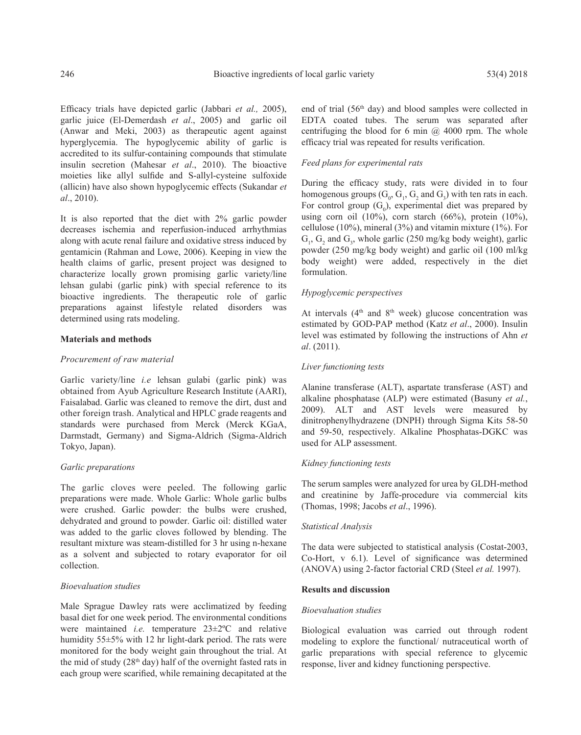Efficacy trials have depicted garlic (Jabbari *et al.,* 2005), garlic juice (El-Demerdash *et al*., 2005) and garlic oil (Anwar and Meki, 2003) as therapeutic agent against hyperglycemia. The hypoglycemic ability of garlic is accredited to its sulfur-containing compounds that stimulate insulin secretion (Mahesar *et al*., 2010). The bioactive moieties like allyl sulfide and S-allyl-cysteine sulfoxide (allicin) have also shown hypoglycemic effects (Sukandar *et al*., 2010).

It is also reported that the diet with 2% garlic powder decreases ischemia and reperfusion-induced arrhythmias along with acute renal failure and oxidative stress induced by gentamicin (Rahman and Lowe, 2006). Keeping in view the health claims of garlic, present project was designed to characterize locally grown promising garlic variety/line lehsan gulabi (garlic pink) with special reference to its bioactive ingredients. The therapeutic role of garlic preparations against lifestyle related disorders was determined using rats modeling.

## Materials and methods

### *Procurement of raw material*

Garlic variety/line *i.e* lehsan gulabi (garlic pink) was obtained from Ayub Agriculture Research Institute (AARI), Faisalabad. Garlic was cleaned to remove the dirt, dust and other foreign trash. Analytical and HPLC grade reagents and standards were purchased from Merck (Merck KGaA, Darmstadt, Germany) and Sigma-Aldrich (Sigma-Aldrich Tokyo, Japan).

### *Garlic preparations*

The garlic cloves were peeled. The following garlic preparations were made. Whole Garlic: Whole garlic bulbs were crushed. Garlic powder: the bulbs were crushed, dehydrated and ground to powder. Garlic oil: distilled water was added to the garlic cloves followed by blending. The resultant mixture was steam-distilled for 3 hr using n-hexane as a solvent and subjected to rotary evaporator for oil collection.

### *Bioevaluation studies*

Male Sprague Dawley rats were acclimatized by feeding basal diet for one week period. The environmental conditions were maintained *i.e.* temperature 23±2ºC and relative humidity 55±5% with 12 hr light-dark period. The rats were monitored for the body weight gain throughout the trial. At the mid of study (28th day) half of the overnight fasted rats in each group were scarified, while remaining decapitated at the end of trial (56th day) and blood samples were collected in EDTA coated tubes. The serum was separated after centrifuging the blood for 6 min @ 4000 rpm. The whole efficacy trial was repeated for results verification.

### *Feed plans for experimental rats*

During the efficacy study, rats were divided in to four homogenous groups ($G_0$, $G_1$, $G_2$ and $G_3$) with ten rats in each. For control group ($G_0$), experimental diet was prepared by using corn oil (10%), corn starch (66%), protein (10%), cellulose (10%), mineral (3%) and vitamin mixture (1%). For $G_1$, $G_2$ and $G_3$, whole garlic (250 mg/kg body weight), garlic powder (250 mg/kg body weight) and garlic oil (100 ml/kg body weight) were added, respectively in the diet formulation.

### *Hypoglycemic perspectives*

At intervals (4th and 8th week) glucose concentration was estimated by GOD-PAP method (Katz *et al*., 2000). Insulin level was estimated by following the instructions of Ahn *et al*. (2011).

### *Liver functioning tests*

Alanine transferase (ALT), aspartate transferase (AST) and alkaline phosphatase (ALP) were estimated (Basuny *et al.*, 2009). ALT and AST levels were measured by dinitrophenylhydrazene (DNPH) through Sigma Kits 58-50 and 59-50, respectively. Alkaline Phosphatas-DGKC was used for ALP assessment.

### *Kidney functioning tests*

The serum samples were analyzed for urea by GLDH-method and creatinine by Jaffe-procedure via commercial kits (Thomas, 1998; Jacobs *et al*., 1996).

### *Statistical Analysis*

The data were subjected to statistical analysis (Costat-2003, Co-Hort, v 6.1). Level of significance was determined (ANOVA) using 2-factor factorial CRD (Steel *et al.* 1997).

## Results and discussion

### *Bioevaluation studies*

Biological evaluation was carried out through rodent modeling to explore the functional/ nutraceutical worth of garlic preparations with special reference to glycemic response, liver and kidney functioning perspective.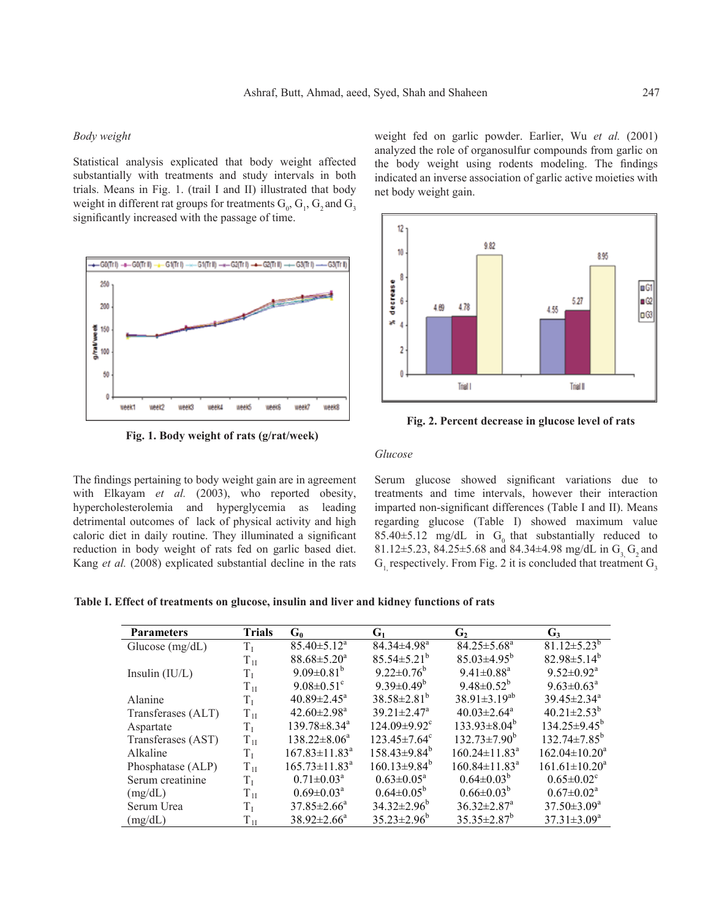### *Body weight*

Statistical analysis explicated that body weight affected substantially with treatments and study intervals in both trials. Means in Fig. 1. (trail I and II) illustrated that body weight in different rat groups for treatments $G_0$, $G_1$, $G_2$ and $G_3$ significantly increased with the passage of time.

**Fig. 1. Body weight of rats (g/rat/week)**

The findings pertaining to body weight gain are in agreement with Elkayam *et al.* (2003), who reported obesity, hypercholesterolemia and hyperglycemia as leading detrimental outcomes of lack of physical activity and high caloric diet in daily routine. They illuminated a significant reduction in body weight of rats fed on garlic based diet. Kang *et al.* (2008) explicated substantial decline in the rats weight fed on garlic powder. Earlier, Wu *et al.* (2001) analyzed the role of organosulfur compounds from garlic on the body weight using rodents modeling. The findings indicated an inverse association of garlic active moieties with net body weight gain.

**Fig. 2. Percent decrease in glucose level of rats**

### *Glucose*

Serum glucose showed significant variations due to treatments and time intervals, however their interaction imparted non-significant differences (Table I and II). Means regarding glucose (Table I) showed maximum value 85.40±5.12 mg/dL in $G_0$ that substantially reduced to 81.12±5.23, 84.25±5.68 and 84.34±4.98 mg/dL in $G_3$, $G_2$ and $G_1$, respectively. From Fig. 2 it is concluded that treatment $G_3$

**Table I. Effect of treatments on glucose, insulin and liver and kidney functions of rats**

| Parameters | Trials | $G_0$ | $G_1$ | $G_2$ | $G_3$ |
|---|---|---|---|---|---|
| Glucose (mg/dL) | $T_I$ | 85.40±5.12[a] | 84.34±4.98[a] | 84.25±5.68[a] | 81.12±5.23[b] |
| | $T_{II}$ | 88.68±5.20[a] | 85.54±5.21[b] | 85.03±4.95[b] | 82.98±5.14[b] |
| Insulin (IU/L) | $T_I$ | 9.09±0.81[b] | 9.22±0.76[b] | 9.41±0.88[a] | 9.52±0.92[a] |
| | $T_{II}$ | 9.08±0.51[c] | 9.39±0.49[b] | 9.48±0.52[b] | 9.63±0.63[a] |
| Alanine | $T_I$ | 40.89±2.45[a] | 38.58±2.81[b] | 38.91±3.19[ab] | 39.45±2.34[a] |
| Transferases (ALT) | $T_{II}$ | 42.60±2.98[a] | 39.21±2.47[a] | 40.03±2.64[a] | 40.21±2.53[b] |
| Aspartate | $T_I$ | 139.78±8.34[a] | 124.09±9.92[c] | 133.93±8.04[b] | 134.25±9.45[b] |
| Transferases (AST) | $T_{II}$ | 138.22±8.06[a] | 123.45±7.64[c] | 132.73±7.90[b] | 132.74±7.85[b] |
| Alkaline | $T_I$ | 167.83±11.83[a] | 158.43±9.84[b] | 160.24±11.83[a] | 162.04±10.20[a] |
| Phosphatase (ALP) | $T_{II}$ | 165.73±11.83[a] | 160.13±9.84[b] | 160.84±11.83[a] | 161.61±10.20[a] |
| Serum creatinine | $T_I$ | 0.71±0.03[a] | 0.63±0.05[a] | 0.64±0.03[b] | 0.65±0.02[c] |
| (mg/dL) | $T_{II}$ | 0.69±0.03[a] | 0.64±0.05[b] | 0.66±0.03[b] | 0.67±0.02[a] |
| Serum Urea | $T_I$ | 37.85±2.66[a] | 34.32±2.96[b] | 36.32±2.87[a] | 37.50±3.09[a] |
| (mg/dL) | $T_{II}$ | 38.92±2.66[a] | 35.23±2.96[b] | 35.35±2.87[b] | 37.31±3.09[a] |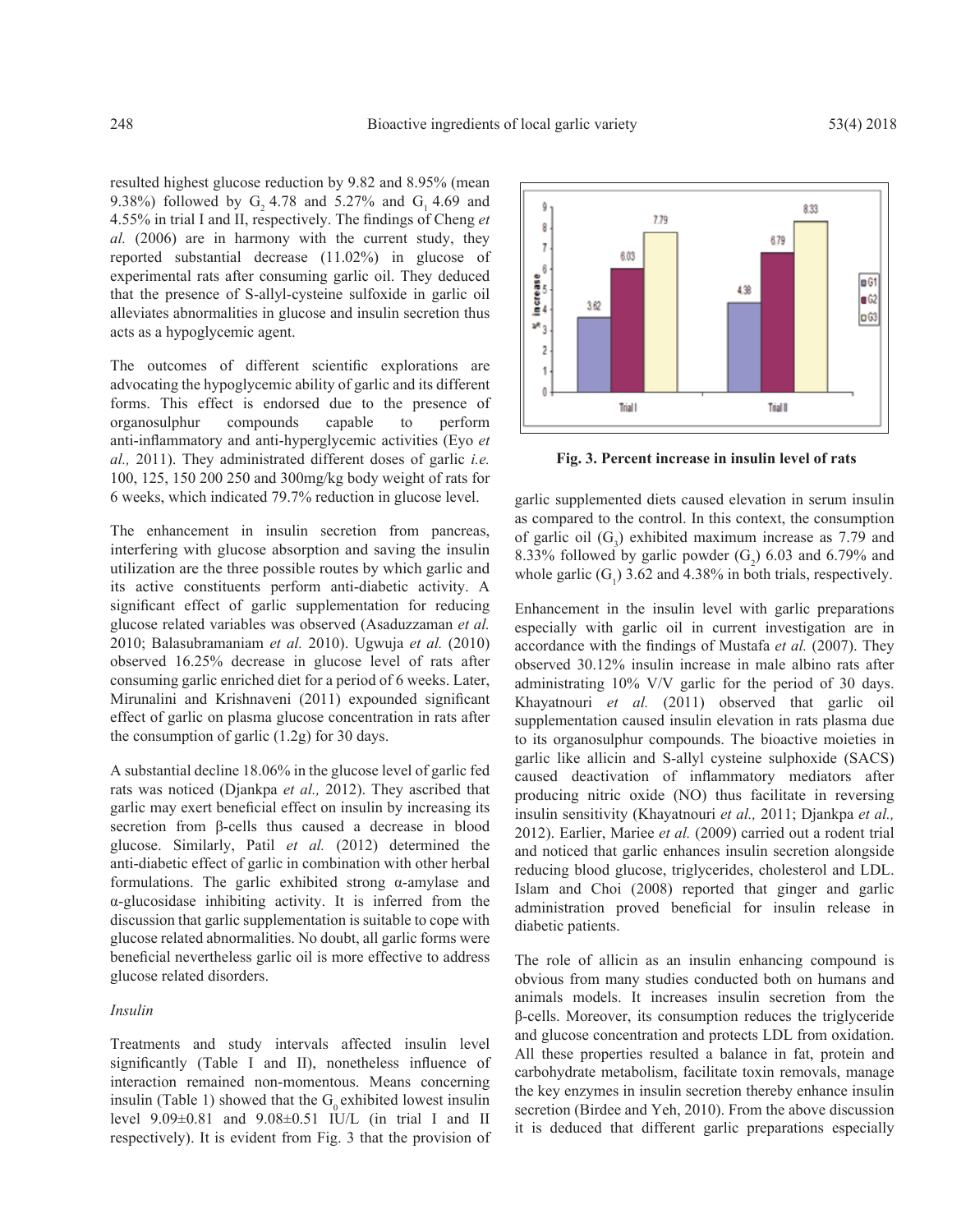resulted highest glucose reduction by 9.82 and 8.95% (mean 9.38%) followed by $G_2$ 4.78 and 5.27% and $G_1$ 4.69 and 4.55% in trial I and II, respectively. The findings of Cheng *et al.* (2006) are in harmony with the current study, they reported substantial decrease (11.02%) in glucose of experimental rats after consuming garlic oil. They deduced that the presence of S-allyl-cysteine sulfoxide in garlic oil alleviates abnormalities in glucose and insulin secretion thus acts as a hypoglycemic agent.

The outcomes of different scientific explorations are advocating the hypoglycemic ability of garlic and its different forms. This effect is endorsed due to the presence of organosulphur compounds capable to perform anti-inflammatory and anti-hyperglycemic activities (Eyo *et al.,* 2011). They administrated different doses of garlic *i.e.* 100, 125, 150 200 250 and 300mg/kg body weight of rats for 6 weeks, which indicated 79.7% reduction in glucose level.

The enhancement in insulin secretion from pancreas, interfering with glucose absorption and saving the insulin utilization are the three possible routes by which garlic and its active constituents perform anti-diabetic activity. A significant effect of garlic supplementation for reducing glucose related variables was observed (Asaduzzaman *et al.* 2010; Balasubramaniam *et al.* 2010). Ugwuja *et al.* (2010) observed 16.25% decrease in glucose level of rats after consuming garlic enriched diet for a period of 6 weeks. Later, Mirunalini and Krishnaveni (2011) expounded significant effect of garlic on plasma glucose concentration in rats after the consumption of garlic (1.2g) for 30 days.

A substantial decline 18.06% in the glucose level of garlic fed rats was noticed (Djankpa *et al.,* 2012). They ascribed that garlic may exert beneficial effect on insulin by increasing its secretion from β-cells thus caused a decrease in blood glucose. Similarly, Patil *et al.* (2012) determined the anti-diabetic effect of garlic in combination with other herbal formulations. The garlic exhibited strong α-amylase and α-glucosidase inhibiting activity. It is inferred from the discussion that garlic supplementation is suitable to cope with glucose related abnormalities. No doubt, all garlic forms were beneficial nevertheless garlic oil is more effective to address glucose related disorders.

*Insulin*

Treatments and study intervals affected insulin level significantly (Table I and II), nonetheless influence of interaction remained non-momentous. Means concerning insulin (Table 1) showed that the $G_0$ exhibited lowest insulin level 9.09±0.81 and 9.08±0.51 IU/L (in trial I and II respectively). It is evident from Fig. 3 that the provision of garlic supplemented diets caused elevation in serum insulin as compared to the control. In this context, the consumption of garlic oil ($G_3$) exhibited maximum increase as 7.79 and 8.33% followed by garlic powder ($G_2$) 6.03 and 6.79% and whole garlic ($G_1$) 3.62 and 4.38% in both trials, respectively.

**Fig. 3. Percent increase in insulin level of rats**

Enhancement in the insulin level with garlic preparations especially with garlic oil in current investigation are in accordance with the findings of Mustafa *et al.* (2007). They observed 30.12% insulin increase in male albino rats after administrating 10% V/V garlic for the period of 30 days. Khayatnouri *et al.* (2011) observed that garlic oil supplementation caused insulin elevation in rats plasma due to its organosulphur compounds. The bioactive moieties in garlic like allicin and S-allyl cysteine sulphoxide (SACS) caused deactivation of inflammatory mediators after producing nitric oxide (NO) thus facilitate in reversing insulin sensitivity (Khayatnouri *et al.,* 2011; Djankpa *et al.,* 2012). Earlier, Mariee *et al.* (2009) carried out a rodent trial and noticed that garlic enhances insulin secretion alongside reducing blood glucose, triglycerides, cholesterol and LDL. Islam and Choi (2008) reported that ginger and garlic administration proved beneficial for insulin release in diabetic patients.

The role of allicin as an insulin enhancing compound is obvious from many studies conducted both on humans and animals models. It increases insulin secretion from the β-cells. Moreover, its consumption reduces the triglyceride and glucose concentration and protects LDL from oxidation. All these properties resulted a balance in fat, protein and carbohydrate metabolism, facilitate toxin removals, manage the key enzymes in insulin secretion thereby enhance insulin secretion (Birdee and Yeh, 2010). From the above discussion it is deduced that different garlic preparations especially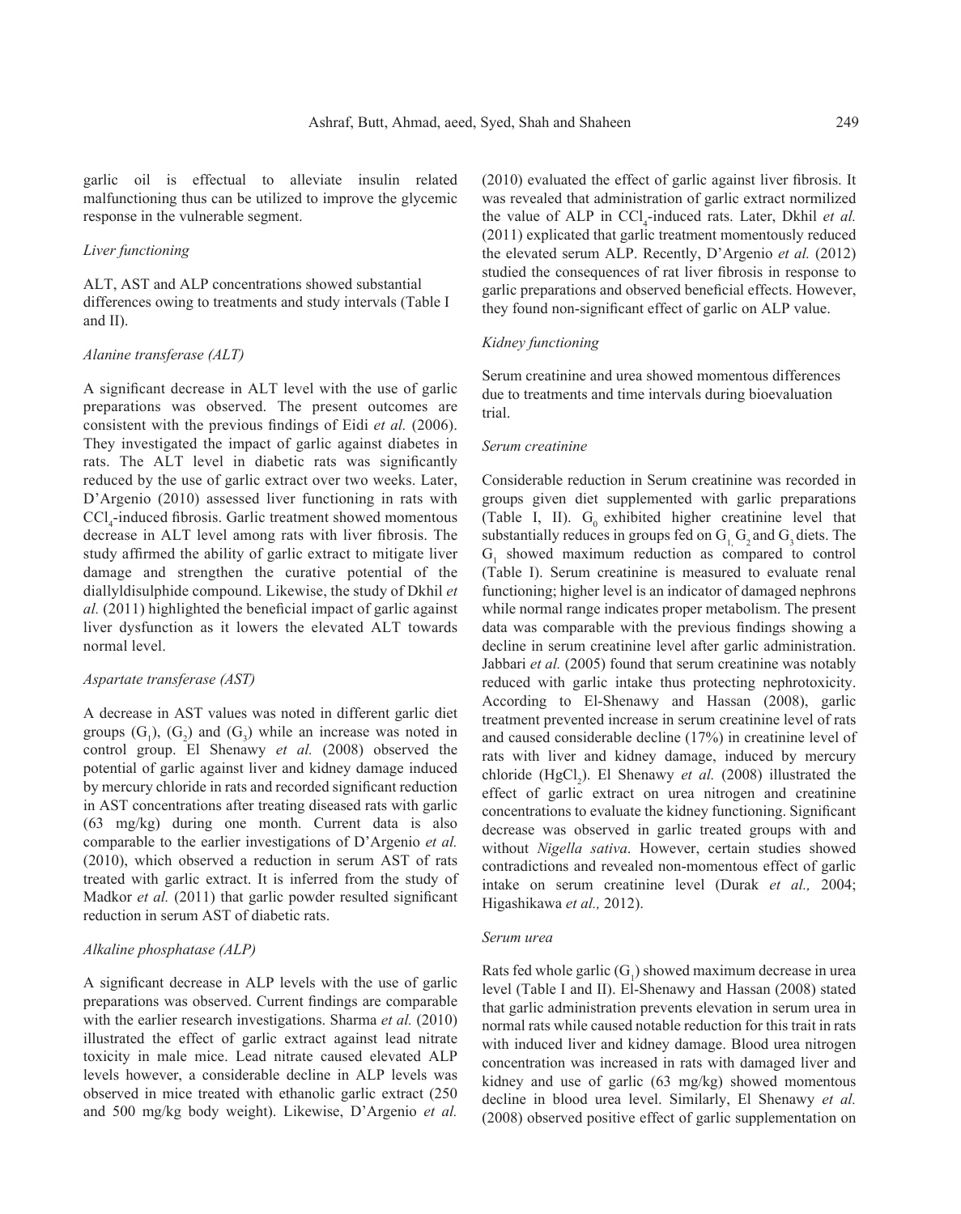garlic oil is effectual to alleviate insulin related malfunctioning thus can be utilized to improve the glycemic response in the vulnerable segment.

*Liver functioning*

ALT, AST and ALP concentrations showed substantial differences owing to treatments and study intervals (Table I and II).

*Alanine transferase (ALT)*

A significant decrease in ALT level with the use of garlic preparations was observed. The present outcomes are consistent with the previous findings of Eidi *et al.* (2006). They investigated the impact of garlic against diabetes in rats. The ALT level in diabetic rats was significantly reduced by the use of garlic extract over two weeks. Later, D'Argenio (2010) assessed liver functioning in rats with $CCl_4$-induced fibrosis. Garlic treatment showed momentous decrease in ALT level among rats with liver fibrosis. The study affirmed the ability of garlic extract to mitigate liver damage and strengthen the curative potential of the diallyldisulphide compound. Likewise, the study of Dkhil *et al.* (2011) highlighted the beneficial impact of garlic against liver dysfunction as it lowers the elevated ALT towards normal level.

*Aspartate transferase (AST)*

A decrease in AST values was noted in different garlic diet groups ($G_1$), ($G_2$) and ($G_3$) while an increase was noted in control group. El Shenawy *et al.* (2008) observed the potential of garlic against liver and kidney damage induced by mercury chloride in rats and recorded significant reduction in AST concentrations after treating diseased rats with garlic (63 mg/kg) during one month. Current data is also comparable to the earlier investigations of D'Argenio *et al.* (2010), which observed a reduction in serum AST of rats treated with garlic extract. It is inferred from the study of Madkor *et al.* (2011) that garlic powder resulted significant reduction in serum AST of diabetic rats.

*Alkaline phosphatase (ALP)*

A significant decrease in ALP levels with the use of garlic preparations was observed. Current findings are comparable with the earlier research investigations. Sharma *et al.* (2010) illustrated the effect of garlic extract against lead nitrate toxicity in male mice. Lead nitrate caused elevated ALP levels however, a considerable decline in ALP levels was observed in mice treated with ethanolic garlic extract (250 and 500 mg/kg body weight). Likewise, D'Argenio *et al.* (2010) evaluated the effect of garlic against liver fibrosis. It was revealed that administration of garlic extract normilized the value of ALP in $CCl_4$-induced rats. Later, Dkhil *et al.* (2011) explicated that garlic treatment momentously reduced the elevated serum ALP. Recently, D'Argenio *et al.* (2012) studied the consequences of rat liver fibrosis in response to garlic preparations and observed beneficial effects. However, they found non-significant effect of garlic on ALP value.

*Kidney functioning*

Serum creatinine and urea showed momentous differences due to treatments and time intervals during bioevaluation trial.

*Serum creatinine*

Considerable reduction in Serum creatinine was recorded in groups given diet supplemented with garlic preparations (Table I, II). $G_0$ exhibited higher creatinine level that substantially reduces in groups fed on $G_1$, $G_2$ and $G_3$ diets. The $G_1$ showed maximum reduction as compared to control (Table I). Serum creatinine is measured to evaluate renal functioning; higher level is an indicator of damaged nephrons while normal range indicates proper metabolism. The present data was comparable with the previous findings showing a decline in serum creatinine level after garlic administration. Jabbari *et al.* (2005) found that serum creatinine was notably reduced with garlic intake thus protecting nephrotoxicity. According to El-Shenawy and Hassan (2008), garlic treatment prevented increase in serum creatinine level of rats and caused considerable decline (17%) in creatinine level of rats with liver and kidney damage, induced by mercury chloride ($HgCl_2$). El Shenawy *et al.* (2008) illustrated the effect of garlic extract on urea nitrogen and creatinine concentrations to evaluate the kidney functioning. Significant decrease was observed in garlic treated groups with and without *Nigella sativa*. However, certain studies showed contradictions and revealed non-momentous effect of garlic intake on serum creatinine level (Durak *et al.,* 2004; Higashikawa *et al.,* 2012).

*Serum urea*

Rats fed whole garlic ($G_1$) showed maximum decrease in urea level (Table I and II). El-Shenawy and Hassan (2008) stated that garlic administration prevents elevation in serum urea in normal rats while caused notable reduction for this trait in rats with induced liver and kidney damage. Blood urea nitrogen concentration was increased in rats with damaged liver and kidney and use of garlic (63 mg/kg) showed momentous decline in blood urea level. Similarly, El Shenawy *et al.* (2008) observed positive effect of garlic supplementation on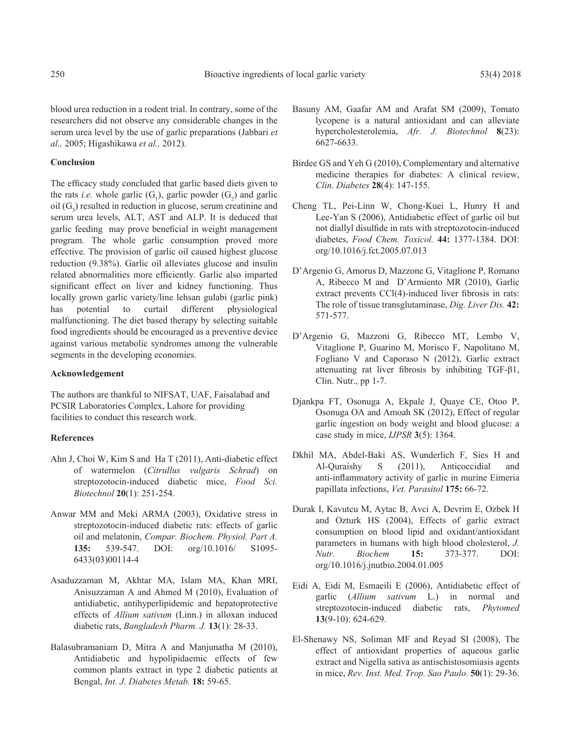blood urea reduction in a rodent trial. In contrary, some of the researchers did not observe any considerable changes in the serum urea level by the use of garlic preparations (Jabbari *et al.,* 2005; Higashikawa *et al.,* 2012).

### Conclusion

The efficacy study concluded that garlic based diets given to the rats *i.e.* whole garlic ($G_1$), garlic powder ($G_2$) and garlic oil ($G_3$) resulted in reduction in glucose, serum creatinine and serum urea levels, ALT, AST and ALP. It is deduced that garlic feeding may prove beneficial in weight management program. The whole garlic consumption proved more effective. The provision of garlic oil caused highest glucose reduction (9.38%). Garlic oil alleviates glucose and insulin related abnormalities more efficiently. Garlic also imparted significant effect on liver and kidney functioning. Thus locally grown garlic variety/line lehsan gulabi (garlic pink) has potential to curtail different physiological malfunctioning. The diet based therapy by selecting suitable food ingredients should be encouraged as a preventive device against various metabolic syndromes among the vulnerable segments in the developing economies.

### Acknowledgement

The authors are thankful to NIFSAT, UAF, Faisalabad and PCSIR Laboratories Complex, Lahore for providing facilities to conduct this research work.

### References

Ahn J, Choi W, Kim S and Ha T (2011), Anti-diabetic effect of watermelon (*Citrullus vulgaris Schrad*) on streptozotocin-induced diabetic mice, *Food Sci. Biotechnol* **20**(1): 251-254.

Anwar MM and Meki ARMA (2003), Oxidative stress in streptozotocin-induced diabetic rats: effects of garlic oil and melatonin, *Compar. Biochem. Physiol. Part A.* **135:** 539-547. DOI: org/10.1016/ S1095-6433(03)00114-4

Asaduzzaman M, Akhtar MA, Islam MA, Khan MRI, Anisuzzaman A and Ahmed M (2010), Evaluation of antidiabetic, antihyperlipidemic and hepatoprotective effects of *Allium sativum* (Linn.) in alloxan induced diabetic rats, *Bangladesh Pharm. J.* **13**(1): 28-33.

Balasubramaniam D, Mitra A and Manjunatha M (2010), Antidiabetic and hypolipidaemic effects of few common plants extract in type 2 diabetic patients at Bengal, *Int. J. Diabetes Metab.* **18:** 59-65.

Basuny AM, Gaafar AM and Arafat SM (2009), Tomato lycopene is a natural antioxidant and can alleviate hypercholesterolemia, *Afr. J. Biotechnol* **8**(23): 6627-6633.

Birdee GS and Yeh G (2010), Complementary and alternative medicine therapies for diabetes: A clinical review, *Clin. Diabetes* **28**(4): 147-155.

Cheng TL, Pei-Linn W, Chong-Kuei L, Hunry H and Lee-Yan S (2006), Antidiabetic effect of garlic oil but not diallyl disulfide in rats with streptozotocin-induced diabetes, *Food Chem. Toxicol.* **44:** 1377-1384. DOI: org/10.1016/j.fct.2005.07.013

D'Argenio G, Amorus D, Mazzone G, Vitaglione P, Romano A, Ribecco M and D'Armiento MR (2010), Garlic extract prevents CCl(4)-induced liver fibrosis in rats: The role of tissue transglutaminase, *Dig. Liver Dis.* **42:** 571-577.

D'Argenio G, Mazzoni G, Ribecco MT, Lembo V, Vitaglione P, Guarino M, Morisco F, Napolitano M, Fogliano V and Caporaso N (2012), Garlic extract attenuating rat liver fibrosis by inhibiting TGF-β1, Clin. Nutr., pp 1-7.

Djankpa FT, Osonuga A, Ekpale J, Quaye CE, Otoo P, Osonuga OA and Amoah SK (2012), Effect of regular garlic ingestion on body weight and blood glucose: a case study in mice, *IJPSR* **3**(5): 1364.

Dkhil MA, Abdel-Baki AS, Wunderlich F, Sies H and Al-Quraishy S (2011), Anticoccidial and anti-inflammatory activity of garlic in murine Eimeria papillata infections, *Vet. Parasitol* **175:** 66-72.

Durak I, Kavutcu M, Aytac B, Avci A, Devrim E, Ozbek H and Ozturk HS (2004), Effects of garlic extract consumption on blood lipid and oxidant/antioxidant parameters in humans with high blood cholesterol, *J. Nutr. Biochem* **15:** 373-377. DOI: org/10.1016/j.jnutbio.2004.01.005

Eidi A, Eidi M, Esmaeili E (2006), Antidiabetic effect of garlic (*Allium sativum* L.) in normal and streptozotocin-induced diabetic rats, *Phytomed* **13**(9-10): 624-629.

El-Shenawy NS, Soliman MF and Reyad SI (2008), The effect of antioxidant properties of aqueous garlic extract and Nigella sativa as antischistosomiasis agents in mice, *Rev. Inst. Med. Trop. Sao Paulo.* **50**(1): 29-36.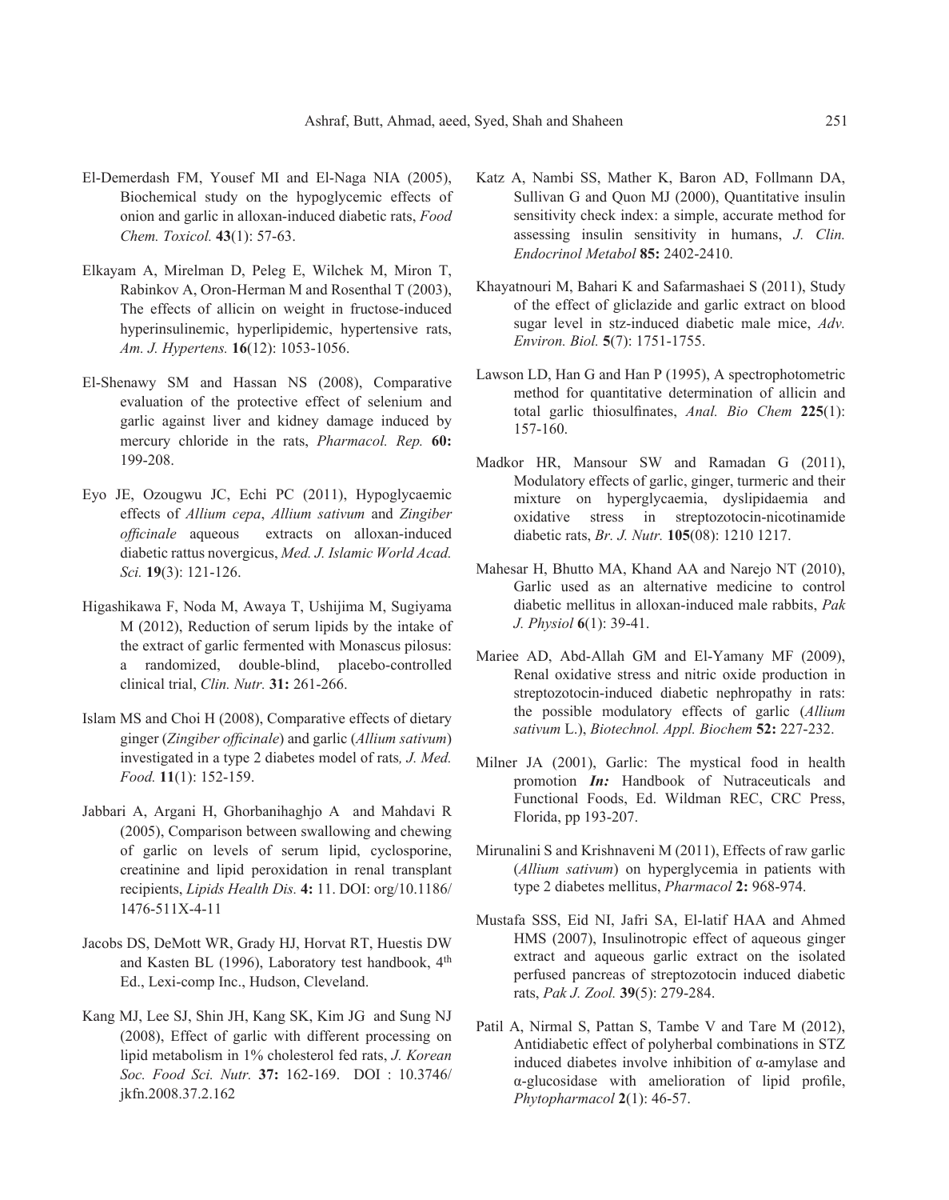El-Demerdash FM, Yousef MI and El-Naga NIA (2005), Biochemical study on the hypoglycemic effects of onion and garlic in alloxan-induced diabetic rats, *Food Chem. Toxicol.* **43**(1): 57-63.

Elkayam A, Mirelman D, Peleg E, Wilchek M, Miron T, Rabinkov A, Oron-Herman M and Rosenthal T (2003), The effects of allicin on weight in fructose-induced hyperinsulinemic, hyperlipidemic, hypertensive rats, *Am. J. Hypertens.* **16**(12): 1053-1056.

El-Shenawy SM and Hassan NS (2008), Comparative evaluation of the protective effect of selenium and garlic against liver and kidney damage induced by mercury chloride in the rats, *Pharmacol. Rep.* **60:** 199-208.

Eyo JE, Ozougwu JC, Echi PC (2011), Hypoglycaemic effects of *Allium cepa*, *Allium sativum* and *Zingiber officinale* aqueous extracts on alloxan-induced diabetic rattus novergicus, *Med. J. Islamic World Acad. Sci.* **19**(3): 121-126.

Higashikawa F, Noda M, Awaya T, Ushijima M, Sugiyama M (2012), Reduction of serum lipids by the intake of the extract of garlic fermented with Monascus pilosus: a randomized, double-blind, placebo-controlled clinical trial, *Clin. Nutr.* **31:** 261-266.

Islam MS and Choi H (2008), Comparative effects of dietary ginger (*Zingiber officinale*) and garlic (*Allium sativum*) investigated in a type 2 diabetes model of rats*, J. Med. Food.* **11**(1): 152-159.

Jabbari A, Argani H, Ghorbanihaghjo A and Mahdavi R (2005), Comparison between swallowing and chewing of garlic on levels of serum lipid, cyclosporine, creatinine and lipid peroxidation in renal transplant recipients, *Lipids Health Dis.* **4:** 11. DOI: org/10.1186/1476-511X-4-11

Jacobs DS, DeMott WR, Grady HJ, Horvat RT, Huestis DW and Kasten BL (1996), Laboratory test handbook, 4th Ed., Lexi-comp Inc., Hudson, Cleveland.

Kang MJ, Lee SJ, Shin JH, Kang SK, Kim JG and Sung NJ (2008), Effect of garlic with different processing on lipid metabolism in 1% cholesterol fed rats, *J. Korean Soc. Food Sci. Nutr.* **37:** 162-169. DOI : 10.3746/jkfn.2008.37.2.162

Katz A, Nambi SS, Mather K, Baron AD, Follmann DA, Sullivan G and Quon MJ (2000), Quantitative insulin sensitivity check index: a simple, accurate method for assessing insulin sensitivity in humans, *J. Clin. Endocrinol Metabol* **85:** 2402-2410.

Khayatnouri M, Bahari K and Safarmashaei S (2011), Study of the effect of gliclazide and garlic extract on blood sugar level in stz-induced diabetic male mice, *Adv. Environ. Biol.* **5**(7): 1751-1755.

Lawson LD, Han G and Han P (1995), A spectrophotometric method for quantitative determination of allicin and total garlic thiosulfinates, *Anal. Bio Chem* **225**(1): 157-160.

Madkor HR, Mansour SW and Ramadan G (2011), Modulatory effects of garlic, ginger, turmeric and their mixture on hyperglycaemia, dyslipidaemia and oxidative stress in streptozotocin-nicotinamide diabetic rats, *Br. J. Nutr.* **105**(08): 1210 1217.

Mahesar H, Bhutto MA, Khand AA and Narejo NT (2010), Garlic used as an alternative medicine to control diabetic mellitus in alloxan-induced male rabbits, *Pak J. Physiol* **6**(1): 39-41.

Mariee AD, Abd-Allah GM and El-Yamany MF (2009), Renal oxidative stress and nitric oxide production in streptozotocin-induced diabetic nephropathy in rats: the possible modulatory effects of garlic (*Allium sativum* L.), *Biotechnol. Appl. Biochem* **52:** 227-232.

Milner JA (2001), Garlic: The mystical food in health promotion ***In:*** Handbook of Nutraceuticals and Functional Foods, Ed. Wildman REC, CRC Press, Florida, pp 193-207.

Mirunalini S and Krishnaveni M (2011), Effects of raw garlic (*Allium sativum*) on hyperglycemia in patients with type 2 diabetes mellitus, *Pharmacol* **2:** 968-974.

Mustafa SSS, Eid NI, Jafri SA, El-latif HAA and Ahmed HMS (2007), Insulinotropic effect of aqueous ginger extract and aqueous garlic extract on the isolated perfused pancreas of streptozotocin induced diabetic rats, *Pak J. Zool.* **39**(5): 279-284.

Patil A, Nirmal S, Pattan S, Tambe V and Tare M (2012), Antidiabetic effect of polyherbal combinations in STZ induced diabetes involve inhibition of α-amylase and α-glucosidase with amelioration of lipid profile, *Phytopharmacol* **2**(1): 46-57.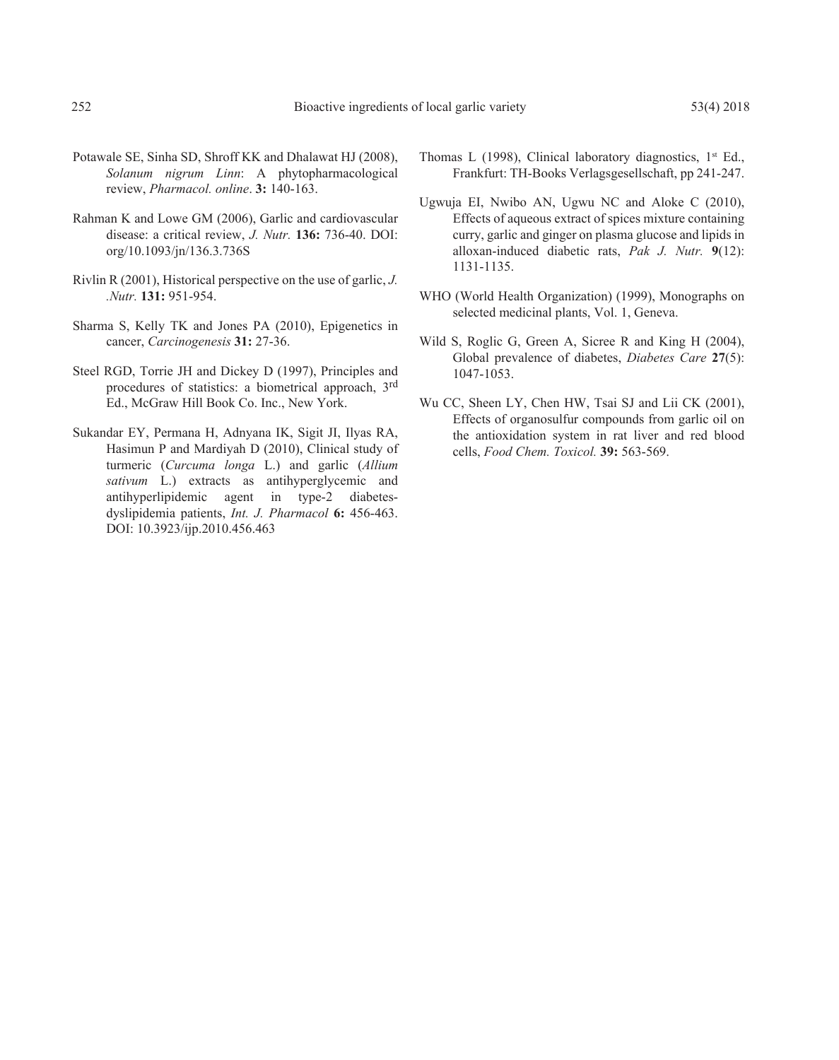Potawale SE, Sinha SD, Shroff KK and Dhalawat HJ (2008), *Solanum nigrum Linn*: A phytopharmacological review, *Pharmacol. online*. **3:** 140-163.

Rahman K and Lowe GM (2006), Garlic and cardiovascular disease: a critical review, *J. Nutr.* **136:** 736-40. DOI: org/10.1093/jn/136.3.736S

Rivlin R (2001), Historical perspective on the use of garlic, *J. .Nutr.* **131:** 951-954.

Sharma S, Kelly TK and Jones PA (2010), Epigenetics in cancer, *Carcinogenesis* **31:** 27-36.

Steel RGD, Torrie JH and Dickey D (1997), Principles and procedures of statistics: a biometrical approach, 3rd Ed., McGraw Hill Book Co. Inc., New York.

Sukandar EY, Permana H, Adnyana IK, Sigit JI, Ilyas RA, Hasimun P and Mardiyah D (2010), Clinical study of turmeric (*Curcuma longa* L.) and garlic (*Allium sativum* L.) extracts as antihyperglycemic and antihyperlipidemic agent in type-2 diabetes-dyslipidemia patients, *Int. J. Pharmacol* **6:** 456-463. DOI: 10.3923/ijp.2010.456.463

Thomas L (1998), Clinical laboratory diagnostics, 1st Ed., Frankfurt: TH-Books Verlagsgesellschaft, pp 241-247.

Ugwuja EI, Nwibo AN, Ugwu NC and Aloke C (2010), Effects of aqueous extract of spices mixture containing curry, garlic and ginger on plasma glucose and lipids in alloxan-induced diabetic rats, *Pak J. Nutr.* **9**(12): 1131-1135.

WHO (World Health Organization) (1999), Monographs on selected medicinal plants, Vol. 1, Geneva.

Wild S, Roglic G, Green A, Sicree R and King H (2004), Global prevalence of diabetes, *Diabetes Care* **27**(5): 1047-1053.

Wu CC, Sheen LY, Chen HW, Tsai SJ and Lii CK (2001), Effects of organosulfur compounds from garlic oil on the antioxidation system in rat liver and red blood cells, *Food Chem. Toxicol.* **39:** 563-569.